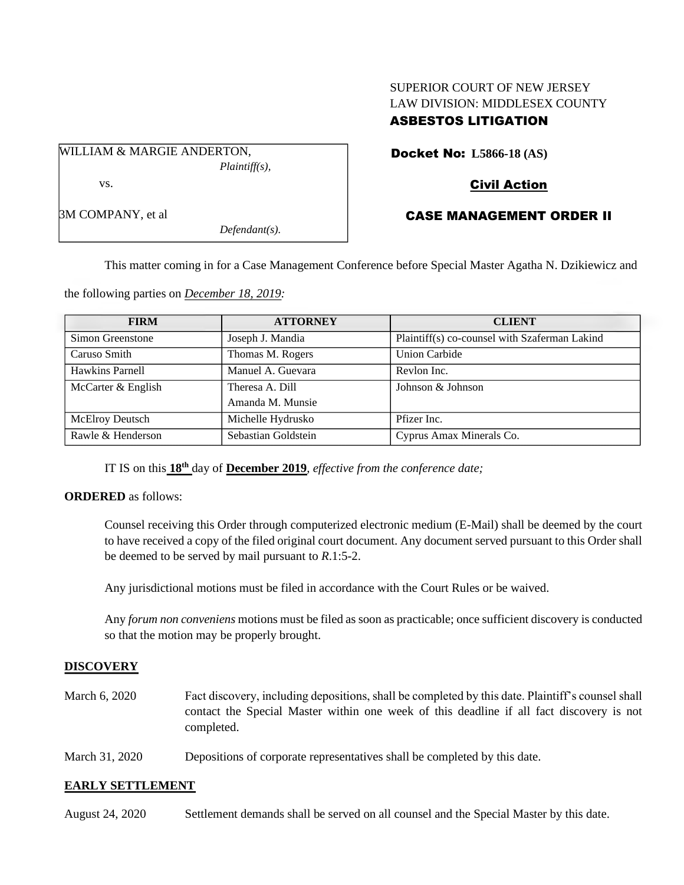SUPERIOR COURT OF NEW JERSEY
LAW DIVISION: MIDDLESEX COUNTY
**ASBESTOS LITIGATION**

WILLIAM & MARGIE ANDERTON,
*Plaintiff(s),*

vs.

3M COMPANY, et al
*Defendant(s).*

**Docket No: L5866-18 (AS)**

**Civil Action**

**CASE MANAGEMENT ORDER II**

This matter coming in for a Case Management Conference before Special Master Agatha N. Dzikiewicz and the following parties on *December 18, 2019:*

| FIRM | ATTORNEY | CLIENT |
|---|---|---|
| Simon Greenstone | Joseph J. Mandia | Plaintiff(s) co-counsel with Szaferman Lakind |
| Caruso Smith | Thomas M. Rogers | Union Carbide |
| Hawkins Parnell | Manuel A. Guevara | Revlon Inc. |
| McCarter & English | Theresa A. Dill<br>Amanda M. Munsie | Johnson & Johnson |
| McElroy Deutsch | Michelle Hydrusko | Pfizer Inc. |
| Rawle & Henderson | Sebastian Goldstein | Cyprus Amax Minerals Co. |

IT IS on this **18th** day of **December 2019**, *effective from the conference date;*

**ORDERED** as follows:

Counsel receiving this Order through computerized electronic medium (E-Mail) shall be deemed by the court to have received a copy of the filed original court document. Any document served pursuant to this Order shall be deemed to be served by mail pursuant to *R*.1:5-2.

Any jurisdictional motions must be filed in accordance with the Court Rules or be waived.

Any *forum non conveniens* motions must be filed as soon as practicable; once sufficient discovery is conducted so that the motion may be properly brought.

## DISCOVERY

March 6, 2020 — Fact discovery, including depositions, shall be completed by this date. Plaintiff's counsel shall contact the Special Master within one week of this deadline if all fact discovery is not completed.

March 31, 2020 — Depositions of corporate representatives shall be completed by this date.

## EARLY SETTLEMENT

August 24, 2020 — Settlement demands shall be served on all counsel and the Special Master by this date.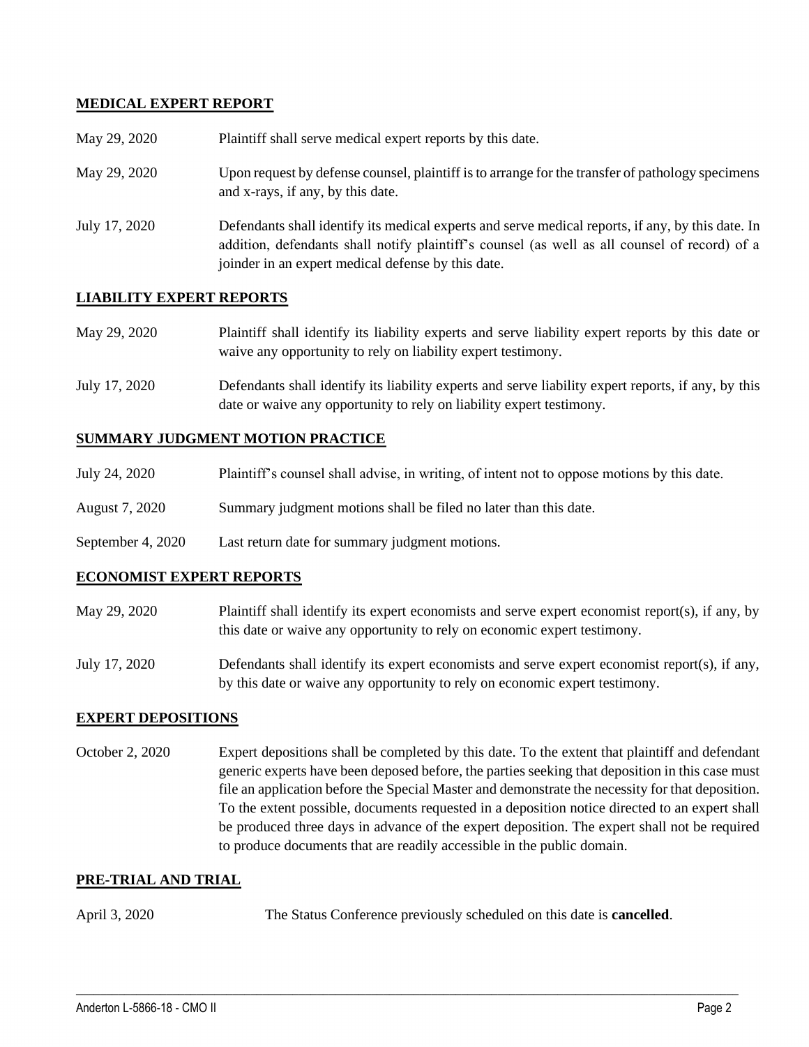## MEDICAL EXPERT REPORT

| | |
|---|---|
| May 29, 2020 | Plaintiff shall serve medical expert reports by this date. |
| May 29, 2020 | Upon request by defense counsel, plaintiff is to arrange for the transfer of pathology specimens and x-rays, if any, by this date. |
| July 17, 2020 | Defendants shall identify its medical experts and serve medical reports, if any, by this date. In addition, defendants shall notify plaintiff's counsel (as well as all counsel of record) of a joinder in an expert medical defense by this date. |

## LIABILITY EXPERT REPORTS

| | |
|---|---|
| May 29, 2020 | Plaintiff shall identify its liability experts and serve liability expert reports by this date or waive any opportunity to rely on liability expert testimony. |
| July 17, 2020 | Defendants shall identify its liability experts and serve liability expert reports, if any, by this date or waive any opportunity to rely on liability expert testimony. |

## SUMMARY JUDGMENT MOTION PRACTICE

| | |
|---|---|
| July 24, 2020 | Plaintiff's counsel shall advise, in writing, of intent not to oppose motions by this date. |
| August 7, 2020 | Summary judgment motions shall be filed no later than this date. |
| September 4, 2020 | Last return date for summary judgment motions. |

## ECONOMIST EXPERT REPORTS

| | |
|---|---|
| May 29, 2020 | Plaintiff shall identify its expert economists and serve expert economist report(s), if any, by this date or waive any opportunity to rely on economic expert testimony. |
| July 17, 2020 | Defendants shall identify its expert economists and serve expert economist report(s), if any, by this date or waive any opportunity to rely on economic expert testimony. |

## EXPERT DEPOSITIONS

| | |
|---|---|
| October 2, 2020 | Expert depositions shall be completed by this date. To the extent that plaintiff and defendant generic experts have been deposed before, the parties seeking that deposition in this case must file an application before the Special Master and demonstrate the necessity for that deposition. To the extent possible, documents requested in a deposition notice directed to an expert shall be produced three days in advance of the expert deposition. The expert shall not be required to produce documents that are readily accessible in the public domain. |

## PRE-TRIAL AND TRIAL

| | |
|---|---|
| April 3, 2020 | The Status Conference previously scheduled on this date is **cancelled**. |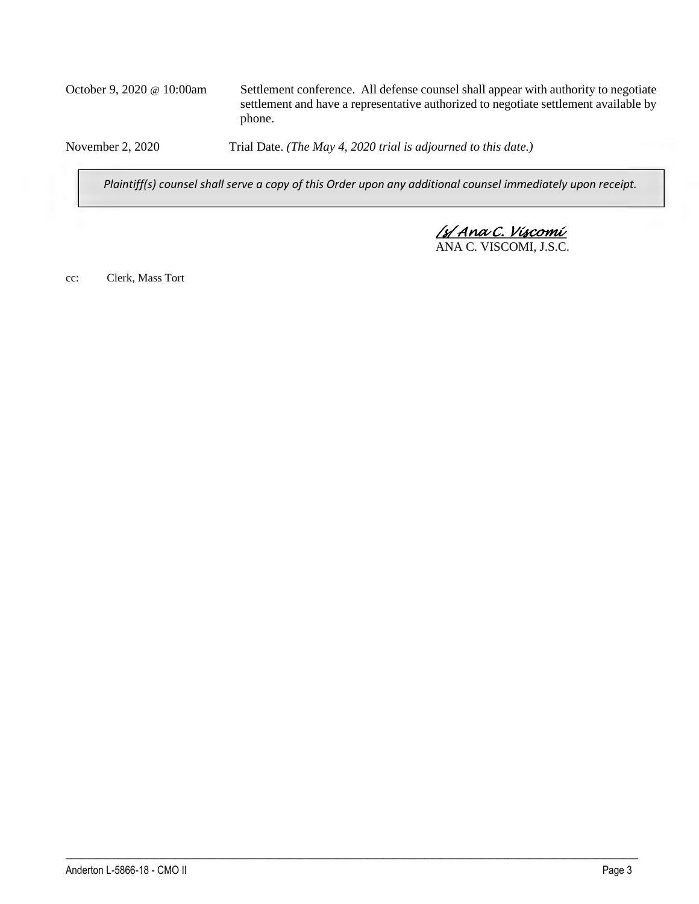| | |
|---|---|
| October 9, 2020 @ 10:00am | Settlement conference. All defense counsel shall appear with authority to negotiate settlement and have a representative authorized to negotiate settlement available by phone. |
| November 2, 2020 | Trial Date. *(The May 4, 2020 trial is adjourned to this date.)* |

*Plaintiff(s) counsel shall serve a copy of this Order upon any additional counsel immediately upon receipt.*

*/s/ Ana C. Viscomi*
ANA C. VISCOMI, J.S.C.

cc: Clerk, Mass Tort